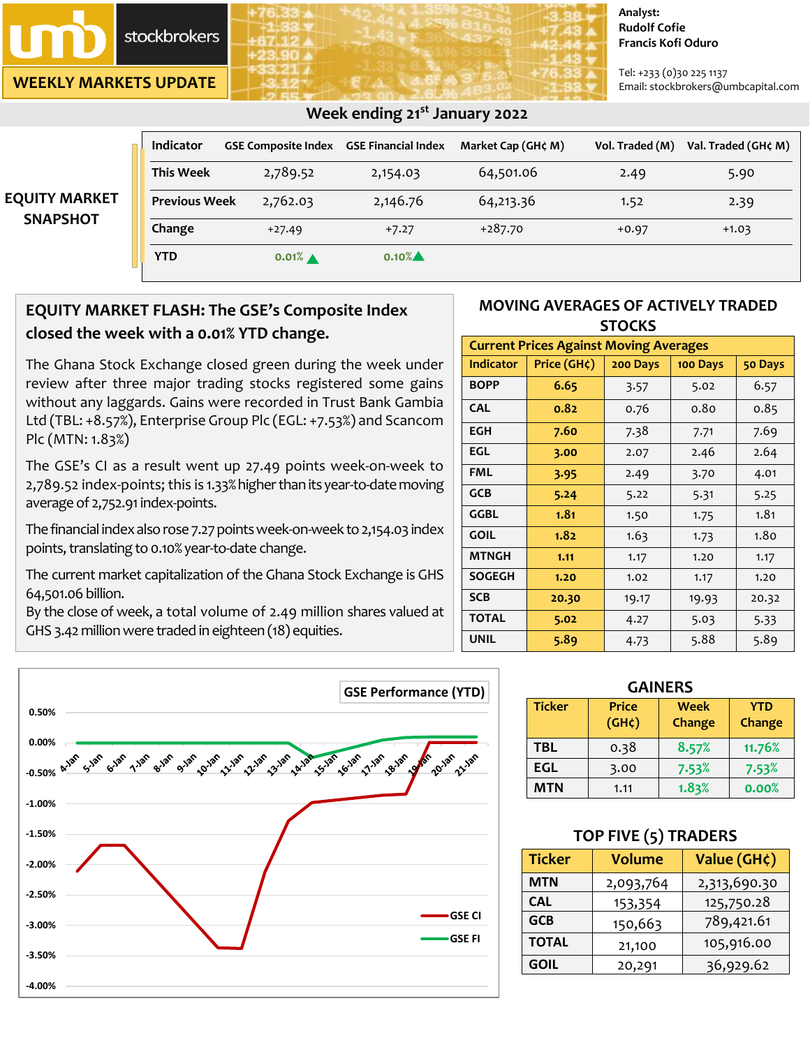# umb stockbrokers

## WEEKLY MARKETS UPDATE

Analyst:
Rudolf Cofie
Francis Kofi Oduro

Tel: +233 (0)30 225 1137
Email: stockbrokers@umbcapital.com

## Week ending 21st January 2022

### EQUITY MARKET SNAPSHOT

| Indicator | GSE Composite Index | GSE Financial Index | Market Cap (GH¢ M) | Vol. Traded (M) | Val. Traded (GH¢ M) |
|---|---|---|---|---|---|
| This Week | 2,789.52 | 2,154.03 | 64,501.06 | 2.49 | 5.90 |
| Previous Week | 2,762.03 | 2,146.76 | 64,213.36 | 1.52 | 2.39 |
| Change | +27.49 | +7.27 | +287.70 | +0.97 | +1.03 |
| YTD | 0.01% ▲ | 0.10% ▲ | | | |

### EQUITY MARKET FLASH: The GSE's Composite Index closed the week with a 0.01% YTD change.

The Ghana Stock Exchange closed green during the week under review after three major trading stocks registered some gains without any laggards. Gains were recorded in Trust Bank Gambia Ltd (TBL: +8.57%), Enterprise Group Plc (EGL: +7.53%) and Scancom Plc (MTN: 1.83%)

The GSE's CI as a result went up 27.49 points week-on-week to 2,789.52 index-points; this is 1.33% higher than its year-to-date moving average of 2,752.91 index-points.

The financial index also rose 7.27 points week-on-week to 2,154.03 index points, translating to 0.10% year-to-date change.

The current market capitalization of the Ghana Stock Exchange is GHS 64,501.06 billion.
By the close of week, a total volume of 2.49 million shares valued at GHS 3.42 million were traded in eighteen (18) equities.

### MOVING AVERAGES OF ACTIVELY TRADED STOCKS

**Current Prices Against Moving Averages**

| Indicator | Price (GH¢) | 200 Days | 100 Days | 50 Days |
|---|---|---|---|---|
| BOPP | 6.65 | 3.57 | 5.02 | 6.57 |
| CAL | 0.82 | 0.76 | 0.80 | 0.85 |
| EGH | 7.60 | 7.38 | 7.71 | 7.69 |
| EGL | 3.00 | 2.07 | 2.46 | 2.64 |
| FML | 3.95 | 2.49 | 3.70 | 4.01 |
| GCB | 5.24 | 5.22 | 5.31 | 5.25 |
| GGBL | 1.81 | 1.50 | 1.75 | 1.81 |
| GOIL | 1.82 | 1.63 | 1.73 | 1.80 |
| MTNGH | 1.11 | 1.17 | 1.20 | 1.17 |
| SOGEGH | 1.20 | 1.02 | 1.17 | 1.20 |
| SCB | 20.30 | 19.17 | 19.93 | 20.32 |
| TOTAL | 5.02 | 4.27 | 5.03 | 5.33 |
| UNIL | 5.89 | 4.73 | 5.88 | 5.89 |

**GSE Performance (YTD)**

(Chart: GSE CI and GSE FI, 4-Jan to 21-Jan; y-axis 0.50% to -4.00%)

### GAINERS

| Ticker | Price (GH¢) | Week Change | YTD Change |
|---|---|---|---|
| TBL | 0.38 | 8.57% | 11.76% |
| EGL | 3.00 | 7.53% | 7.53% |
| MTN | 1.11 | 1.83% | 0.00% |

### TOP FIVE (5) TRADERS

| Ticker | Volume | Value (GH¢) |
|---|---|---|
| MTN | 2,093,764 | 2,313,690.30 |
| CAL | 153,354 | 125,750.28 |
| GCB | 150,663 | 789,421.61 |
| TOTAL | 21,100 | 105,916.00 |
| GOIL | 20,291 | 36,929.62 |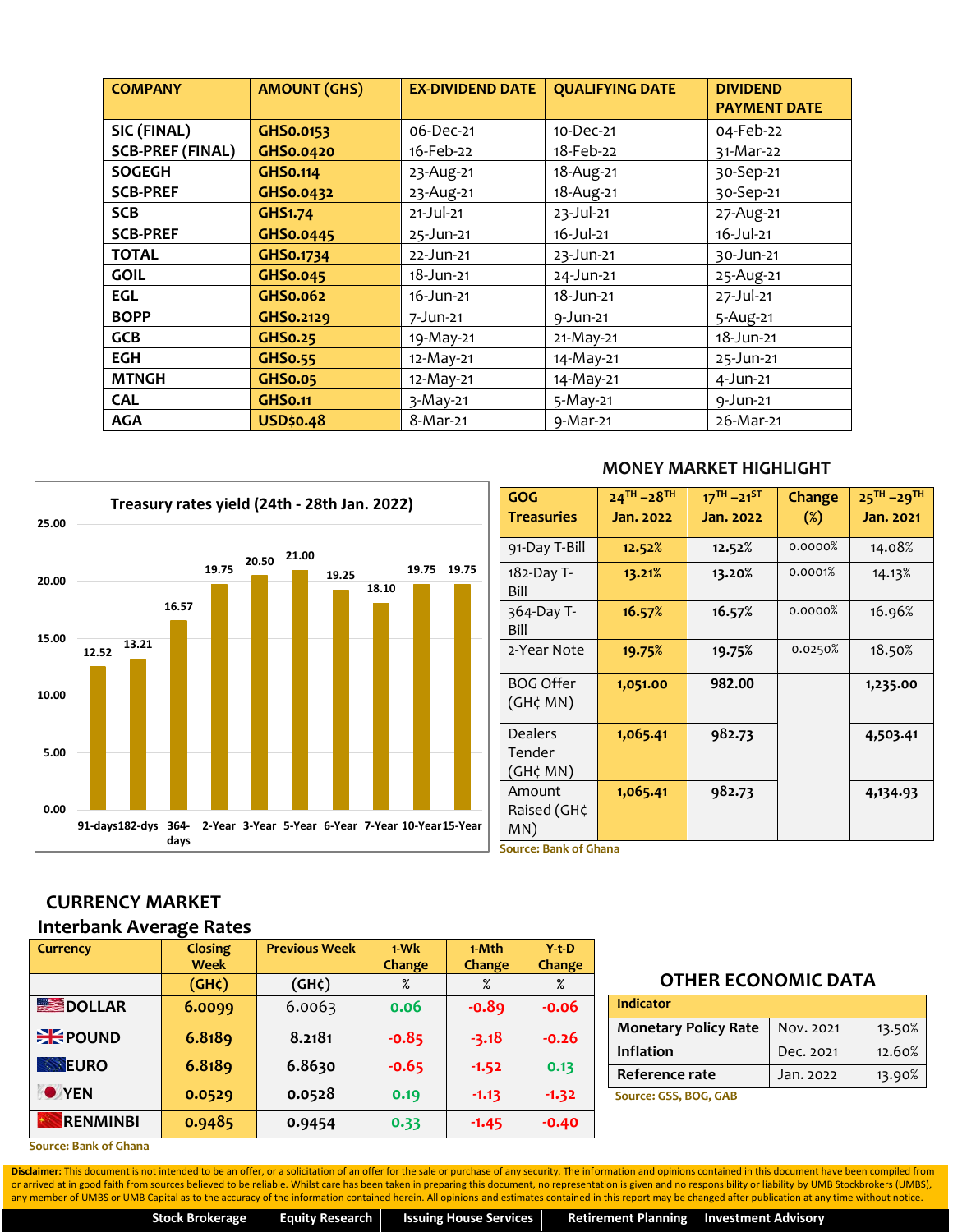| COMPANY | AMOUNT (GHS) | EX-DIVIDEND DATE | QUALIFYING DATE | DIVIDEND PAYMENT DATE |
|---|---|---|---|---|
| SIC (FINAL) | GHS0.0153 | 06-Dec-21 | 10-Dec-21 | 04-Feb-22 |
| SCB-PREF (FINAL) | GHS0.0420 | 16-Feb-22 | 18-Feb-22 | 31-Mar-22 |
| SOGEGH | GHS0.114 | 23-Aug-21 | 18-Aug-21 | 30-Sep-21 |
| SCB-PREF | GHS0.0432 | 23-Aug-21 | 18-Aug-21 | 30-Sep-21 |
| SCB | GHS1.74 | 21-Jul-21 | 23-Jul-21 | 27-Aug-21 |
| SCB-PREF | GHS0.0445 | 25-Jun-21 | 16-Jul-21 | 16-Jul-21 |
| TOTAL | GHS0.1734 | 22-Jun-21 | 23-Jun-21 | 30-Jun-21 |
| GOIL | GHS0.045 | 18-Jun-21 | 24-Jun-21 | 25-Aug-21 |
| EGL | GHS0.062 | 16-Jun-21 | 18-Jun-21 | 27-Jul-21 |
| BOPP | GHS0.2129 | 7-Jun-21 | 9-Jun-21 | 5-Aug-21 |
| GCB | GHS0.25 | 19-May-21 | 21-May-21 | 18-Jun-21 |
| EGH | GHS0.55 | 12-May-21 | 14-May-21 | 25-Jun-21 |
| MTNGH | GHS0.05 | 12-May-21 | 14-May-21 | 4-Jun-21 |
| CAL | GHS0.11 | 3-May-21 | 5-May-21 | 9-Jun-21 |
| AGA | USD$0.48 | 8-Mar-21 | 9-Mar-21 | 26-Mar-21 |

Treasury rates yield (24th - 28th Jan. 2022)

25.00
20.00
15.00
10.00
5.00
0.00

12.52 13.21 16.57 19.75 20.50 21.00 19.25 18.10 19.75 19.75

91-days 182-dys 364-days 2-Year 3-Year 5-Year 6-Year 7-Year 10-Year 15-Year

## MONEY MARKET HIGHLIGHT

| GOG Treasuries | 24TH –28TH Jan. 2022 | 17TH –21ST Jan. 2022 | Change (%) | 25TH –29TH Jan. 2021 |
|---|---|---|---|---|
| 91-Day T-Bill | 12.52% | 12.52% | 0.0000% | 14.08% |
| 182-Day T-Bill | 13.21% | 13.20% | 0.0001% | 14.13% |
| 364-Day T-Bill | 16.57% | 16.57% | 0.0000% | 16.96% |
| 2-Year Note | 19.75% | 19.75% | 0.0250% | 18.50% |
| BOG Offer (GH¢ MN) | 1,051.00 | 982.00 | | 1,235.00 |
| Dealers Tender (GH¢ MN) | 1,065.41 | 982.73 | | 4,503.41 |
| Amount Raised (GH¢ MN) | 1,065.41 | 982.73 | | 4,134.93 |

Source: Bank of Ghana

## CURRENCY MARKET

### Interbank Average Rates

| Currency | Closing Week | Previous Week | 1-Wk Change | 1-Mth Change | Y-t-D Change |
|---|---|---|---|---|---|
| | (GH¢) | (GH¢) | % | % | % |
| DOLLAR | 6.0099 | 6.0063 | 0.06 | -0.89 | -0.06 |
| POUND | 6.8189 | 8.2181 | -0.85 | -3.18 | -0.26 |
| EURO | 6.8189 | 6.8630 | -0.65 | -1.52 | 0.13 |
| YEN | 0.0529 | 0.0528 | 0.19 | -1.13 | -1.32 |
| RENMINBI | 0.9485 | 0.9454 | 0.33 | -1.45 | -0.40 |

Source: Bank of Ghana

## OTHER ECONOMIC DATA

| Indicator | | |
|---|---|---|
| Monetary Policy Rate | Nov. 2021 | 13.50% |
| Inflation | Dec. 2021 | 12.60% |
| Reference rate | Jan. 2022 | 13.90% |

Source: GSS, BOG, GAB

**Disclaimer:** This document is not intended to be an offer, or a solicitation of an offer for the sale or purchase of any security. The information and opinions contained in this document have been compiled from or arrived at in good faith from sources believed to be reliable. Whilst care has been taken in preparing this document, no representation is given and no responsibility or liability by UMB Stockbrokers (UMBS), any member of UMBS or UMB Capital as to the accuracy of the information contained herein. All opinions and estimates contained in this report may be changed after publication at any time without notice.

Stock Brokerage | Equity Research | Issuing House Services | Retirement Planning | Investment Advisory